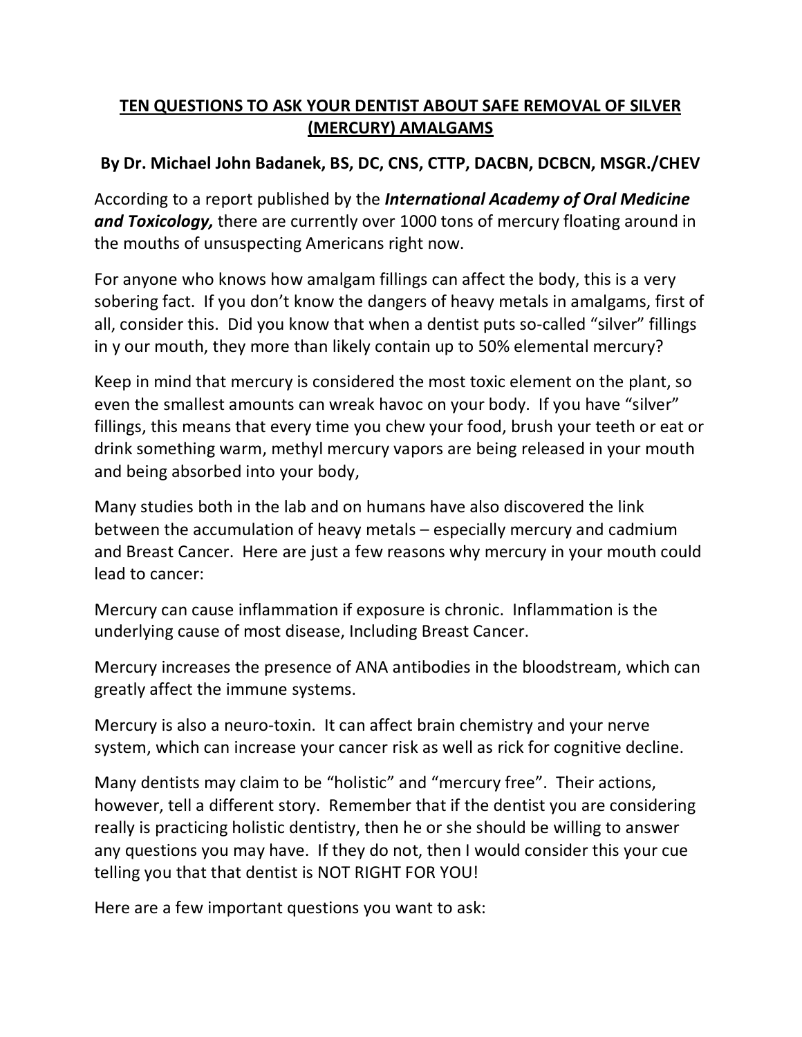## TEN QUESTIONS TO ASK YOUR DENTIST ABOUT SAFE REMOVAL OF SILVER (MERCURY) AMALGAMS

**By Dr. Michael John Badanek, BS, DC, CNS, CTTP, DACBN, DCBCN, MSGR./CHEV**

According to a report published by the ***International Academy of Oral Medicine and Toxicology,*** there are currently over 1000 tons of mercury floating around in the mouths of unsuspecting Americans right now.

For anyone who knows how amalgam fillings can affect the body, this is a very sobering fact. If you don't know the dangers of heavy metals in amalgams, first of all, consider this. Did you know that when a dentist puts so-called "silver" fillings in y our mouth, they more than likely contain up to 50% elemental mercury?

Keep in mind that mercury is considered the most toxic element on the plant, so even the smallest amounts can wreak havoc on your body. If you have "silver" fillings, this means that every time you chew your food, brush your teeth or eat or drink something warm, methyl mercury vapors are being released in your mouth and being absorbed into your body,

Many studies both in the lab and on humans have also discovered the link between the accumulation of heavy metals – especially mercury and cadmium and Breast Cancer. Here are just a few reasons why mercury in your mouth could lead to cancer:

Mercury can cause inflammation if exposure is chronic. Inflammation is the underlying cause of most disease, Including Breast Cancer.

Mercury increases the presence of ANA antibodies in the bloodstream, which can greatly affect the immune systems.

Mercury is also a neuro-toxin. It can affect brain chemistry and your nerve system, which can increase your cancer risk as well as rick for cognitive decline.

Many dentists may claim to be "holistic" and "mercury free". Their actions, however, tell a different story. Remember that if the dentist you are considering really is practicing holistic dentistry, then he or she should be willing to answer any questions you may have. If they do not, then I would consider this your cue telling you that that dentist is NOT RIGHT FOR YOU!

Here are a few important questions you want to ask: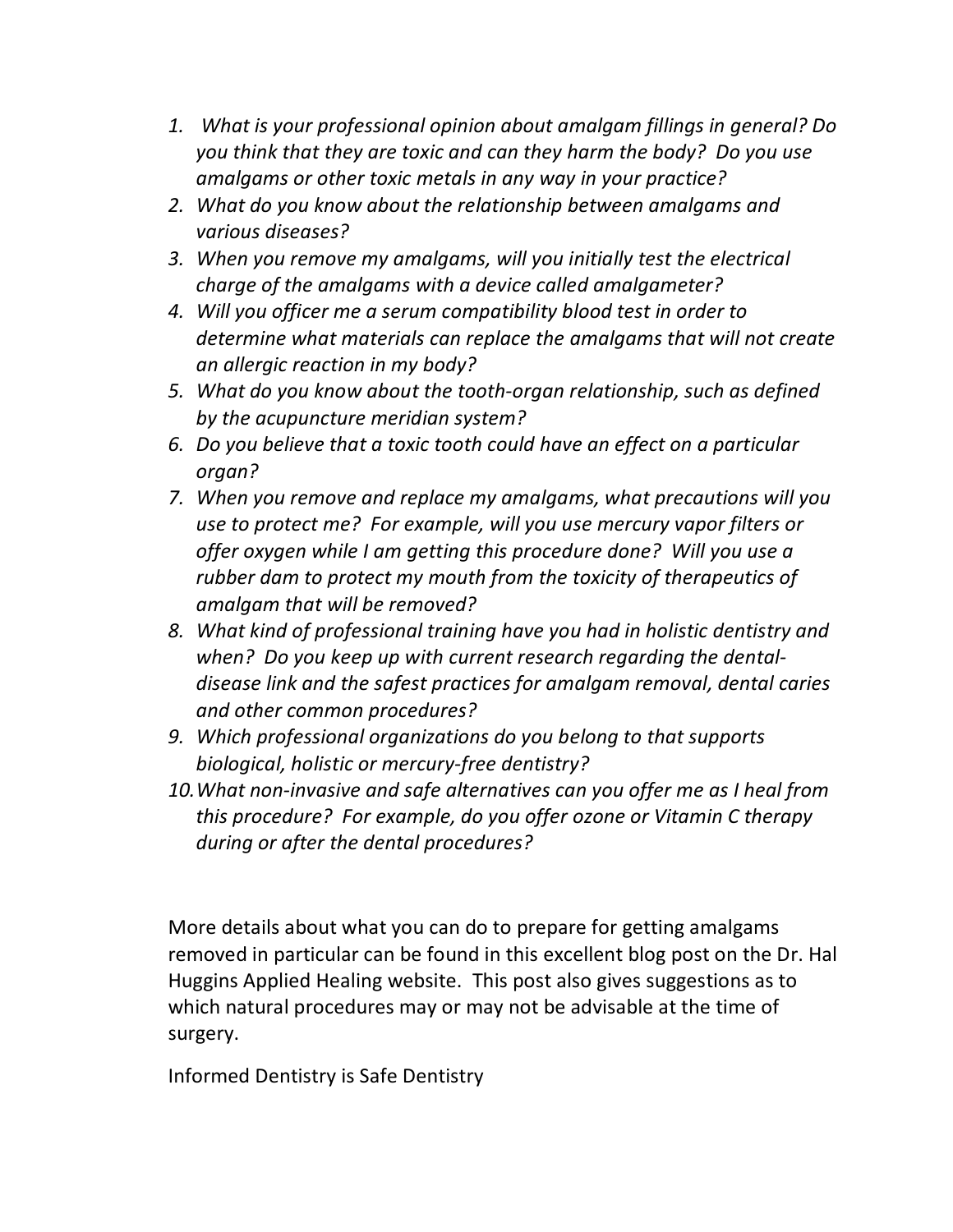1. *What is your professional opinion about amalgam fillings in general? Do you think that they are toxic and can they harm the body? Do you use amalgams or other toxic metals in any way in your practice?*
2. *What do you know about the relationship between amalgams and various diseases?*
3. *When you remove my amalgams, will you initially test the electrical charge of the amalgams with a device called amalgameter?*
4. *Will you officer me a serum compatibility blood test in order to determine what materials can replace the amalgams that will not create an allergic reaction in my body?*
5. *What do you know about the tooth-organ relationship, such as defined by the acupuncture meridian system?*
6. *Do you believe that a toxic tooth could have an effect on a particular organ?*
7. *When you remove and replace my amalgams, what precautions will you use to protect me? For example, will you use mercury vapor filters or offer oxygen while I am getting this procedure done? Will you use a rubber dam to protect my mouth from the toxicity of therapeutics of amalgam that will be removed?*
8. *What kind of professional training have you had in holistic dentistry and when? Do you keep up with current research regarding the dental-disease link and the safest practices for amalgam removal, dental caries and other common procedures?*
9. *Which professional organizations do you belong to that supports biological, holistic or mercury-free dentistry?*
10. *What non-invasive and safe alternatives can you offer me as I heal from this procedure? For example, do you offer ozone or Vitamin C therapy during or after the dental procedures?*

More details about what you can do to prepare for getting amalgams removed in particular can be found in this excellent blog post on the Dr. Hal Huggins Applied Healing website. This post also gives suggestions as to which natural procedures may or may not be advisable at the time of surgery.

Informed Dentistry is Safe Dentistry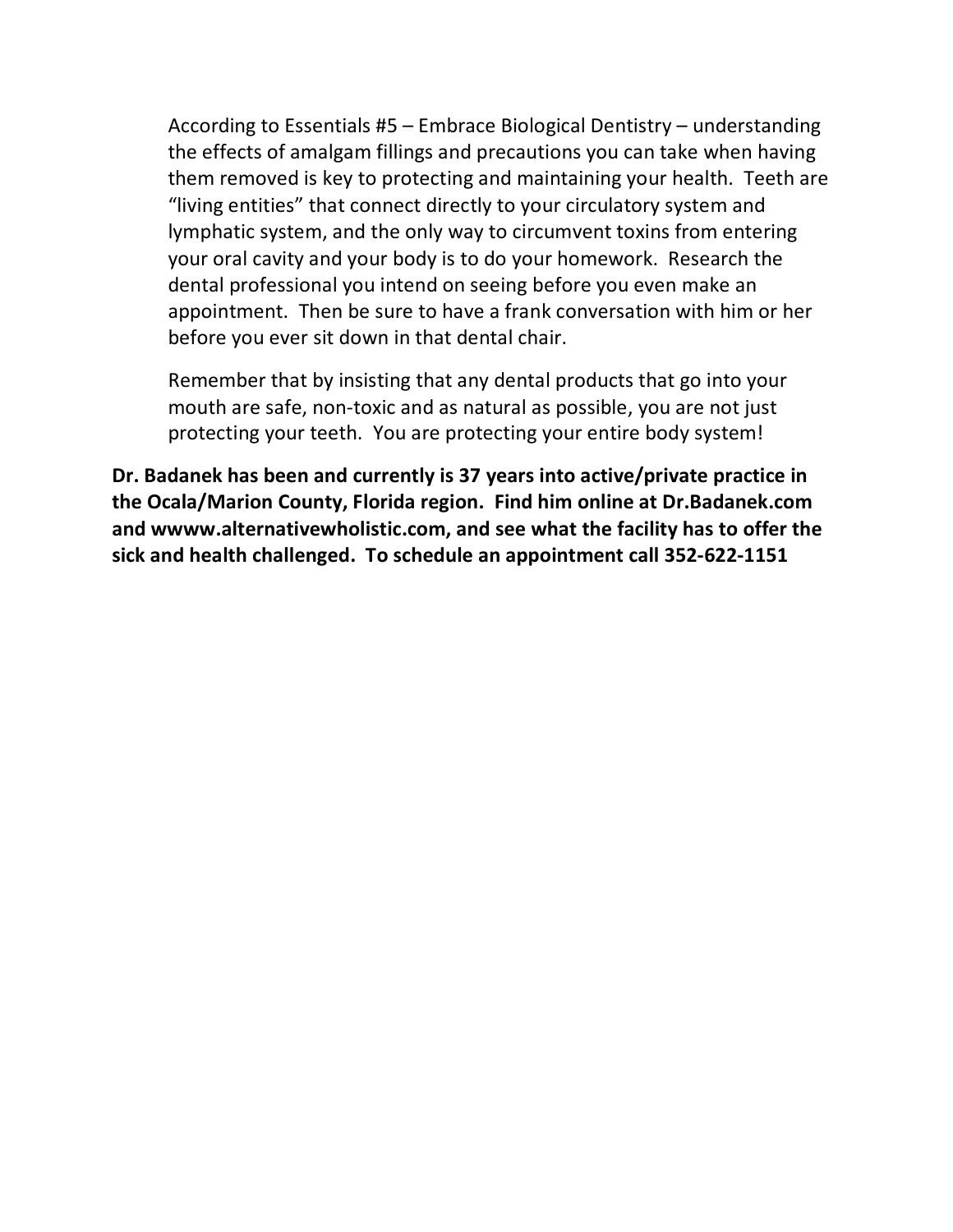According to Essentials #5 – Embrace Biological Dentistry – understanding the effects of amalgam fillings and precautions you can take when having them removed is key to protecting and maintaining your health. Teeth are "living entities" that connect directly to your circulatory system and lymphatic system, and the only way to circumvent toxins from entering your oral cavity and your body is to do your homework. Research the dental professional you intend on seeing before you even make an appointment. Then be sure to have a frank conversation with him or her before you ever sit down in that dental chair.

Remember that by insisting that any dental products that go into your mouth are safe, non-toxic and as natural as possible, you are not just protecting your teeth. You are protecting your entire body system!

**Dr. Badanek has been and currently is 37 years into active/private practice in the Ocala/Marion County, Florida region. Find him online at Dr.Badanek.com and wwww.alternativewholistic.com, and see what the facility has to offer the sick and health challenged. To schedule an appointment call 352-622-1151**